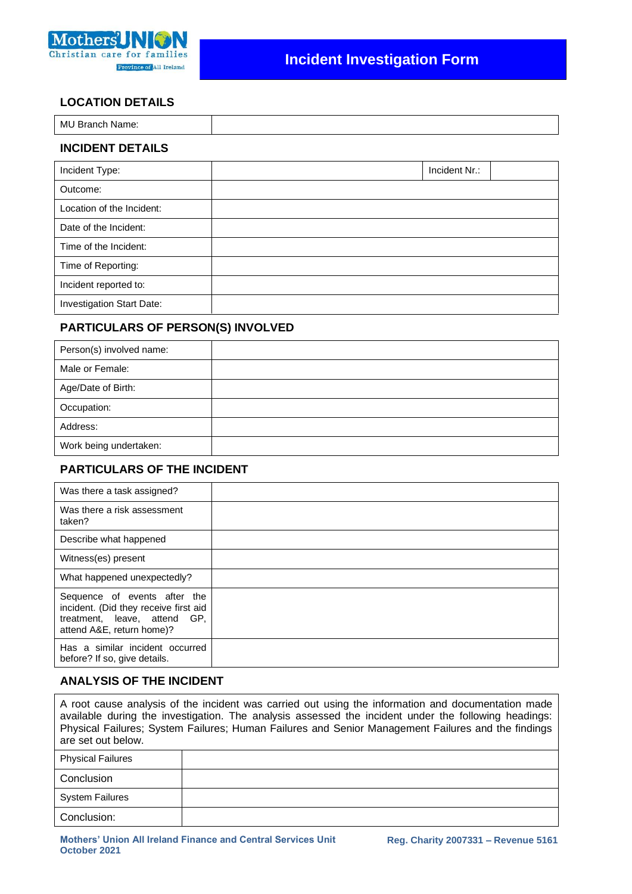Mothers' Union
Christian care for families
Province of All Ireland

# Incident Investigation Form

## LOCATION DETAILS

| MU Branch Name: | |
|---|---|

## INCIDENT DETAILS

| Incident Type: | | Incident Nr.: | |
|---|---|---|---|
| Outcome: | | | |
| Location of the Incident: | | | |
| Date of the Incident: | | | |
| Time of the Incident: | | | |
| Time of Reporting: | | | |
| Incident reported to: | | | |
| Investigation Start Date: | | | |

## PARTICULARS OF PERSON(S) INVOLVED

| Person(s) involved name: | |
|---|---|
| Male or Female: | |
| Age/Date of Birth: | |
| Occupation: | |
| Address: | |
| Work being undertaken: | |

## PARTICULARS OF THE INCIDENT

| Was there a task assigned? | |
|---|---|
| Was there a risk assessment taken? | |
| Describe what happened | |
| Witness(es) present | |
| What happened unexpectedly? | |
| Sequence of events after the incident. (Did they receive first aid treatment, leave, attend GP, attend A&E, return home)? | |
| Has a similar incident occurred before? If so, give details. | |

## ANALYSIS OF THE INCIDENT

A root cause analysis of the incident was carried out using the information and documentation made available during the investigation. The analysis assessed the incident under the following headings: Physical Failures; System Failures; Human Failures and Senior Management Failures and the findings are set out below.

| Physical Failures | |
|---|---|
| Conclusion | |
| System Failures | |
| Conclusion: | |

**Mothers' Union All Ireland Finance and Central Services Unit October 2021** | **Reg. Charity 2007331 – Revenue 5161**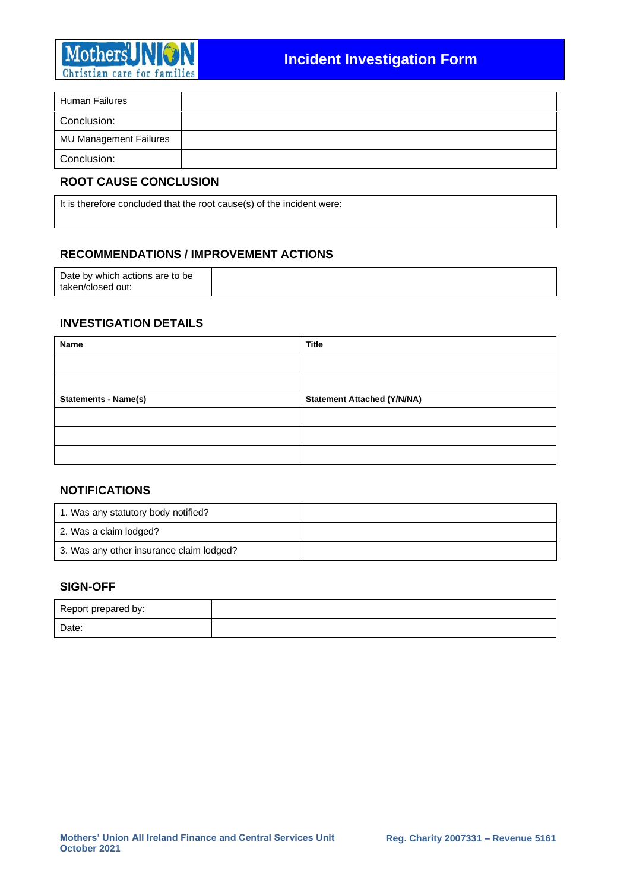| Human Failures | |
|---|---|
| Conclusion: | |
| MU Management Failures | |
| Conclusion: | |

## ROOT CAUSE CONCLUSION

| It is therefore concluded that the root cause(s) of the incident were: |
|---|

## RECOMMENDATIONS / IMPROVEMENT ACTIONS

| Date by which actions are to be taken/closed out: | |
|---|---|

## INVESTIGATION DETAILS

| **Name** | **Title** |
|---|---|
| | |
| | |
| **Statements - Name(s)** | **Statement Attached (Y/N/NA)** |
| | |
| | |
| | |

## NOTIFICATIONS

| 1. Was any statutory body notified? | |
|---|---|
| 2. Was a claim lodged? | |
| 3. Was any other insurance claim lodged? | |

## SIGN-OFF

| Report prepared by: | |
|---|---|
| Date: | |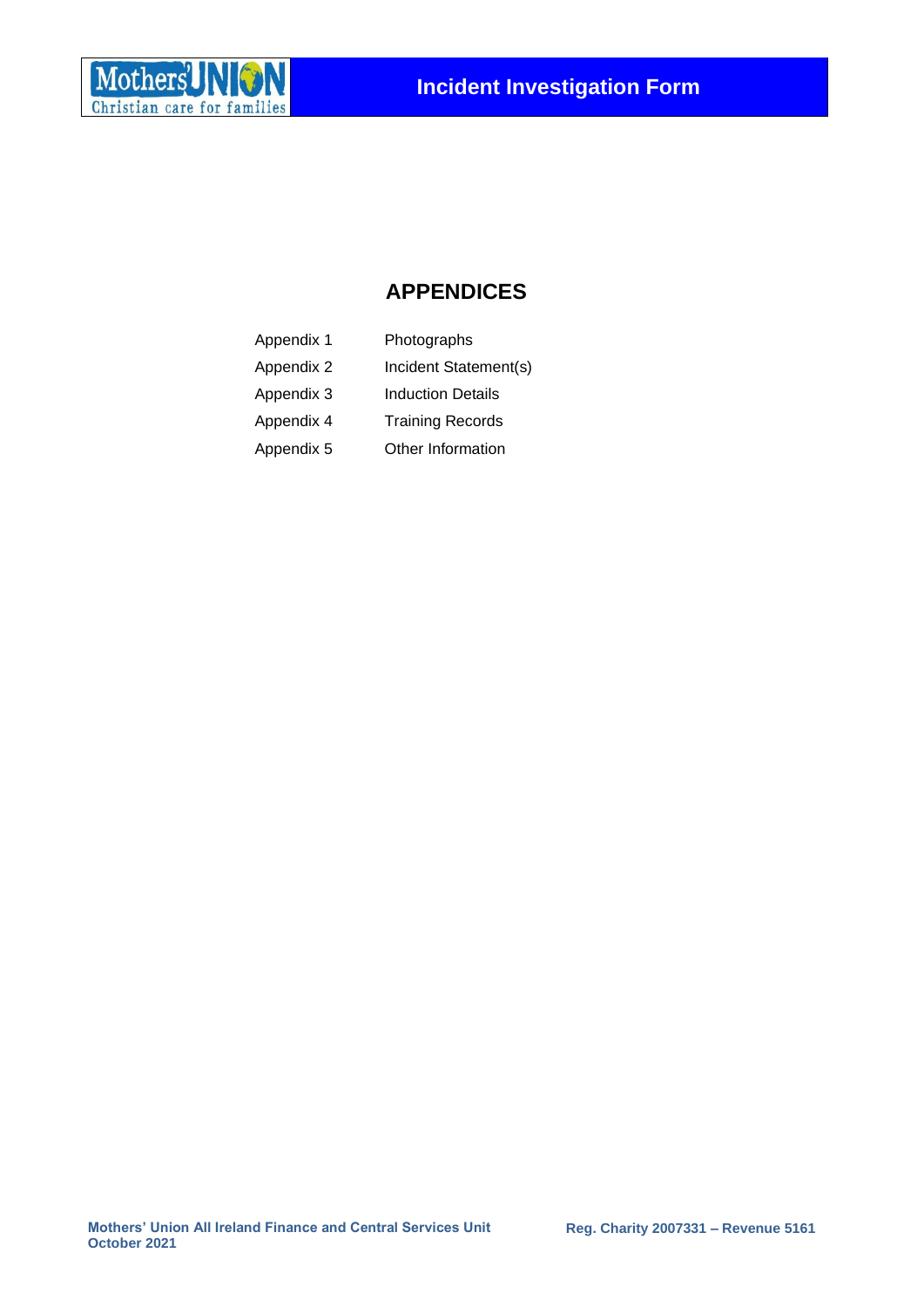## APPENDICES

| | |
|---|---|
| Appendix 1 | Photographs |
| Appendix 2 | Incident Statement(s) |
| Appendix 3 | Induction Details |
| Appendix 4 | Training Records |
| Appendix 5 | Other Information |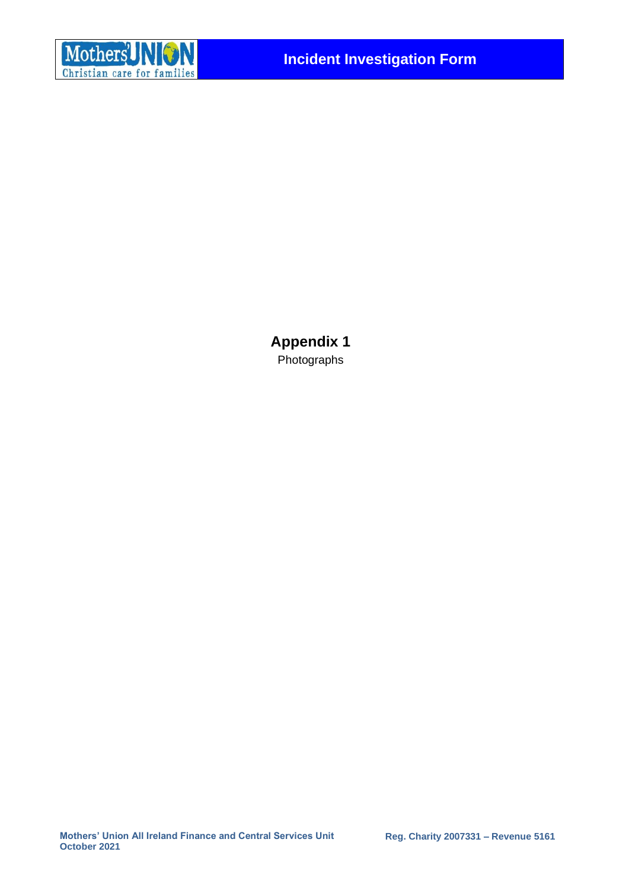# Appendix 1

Photographs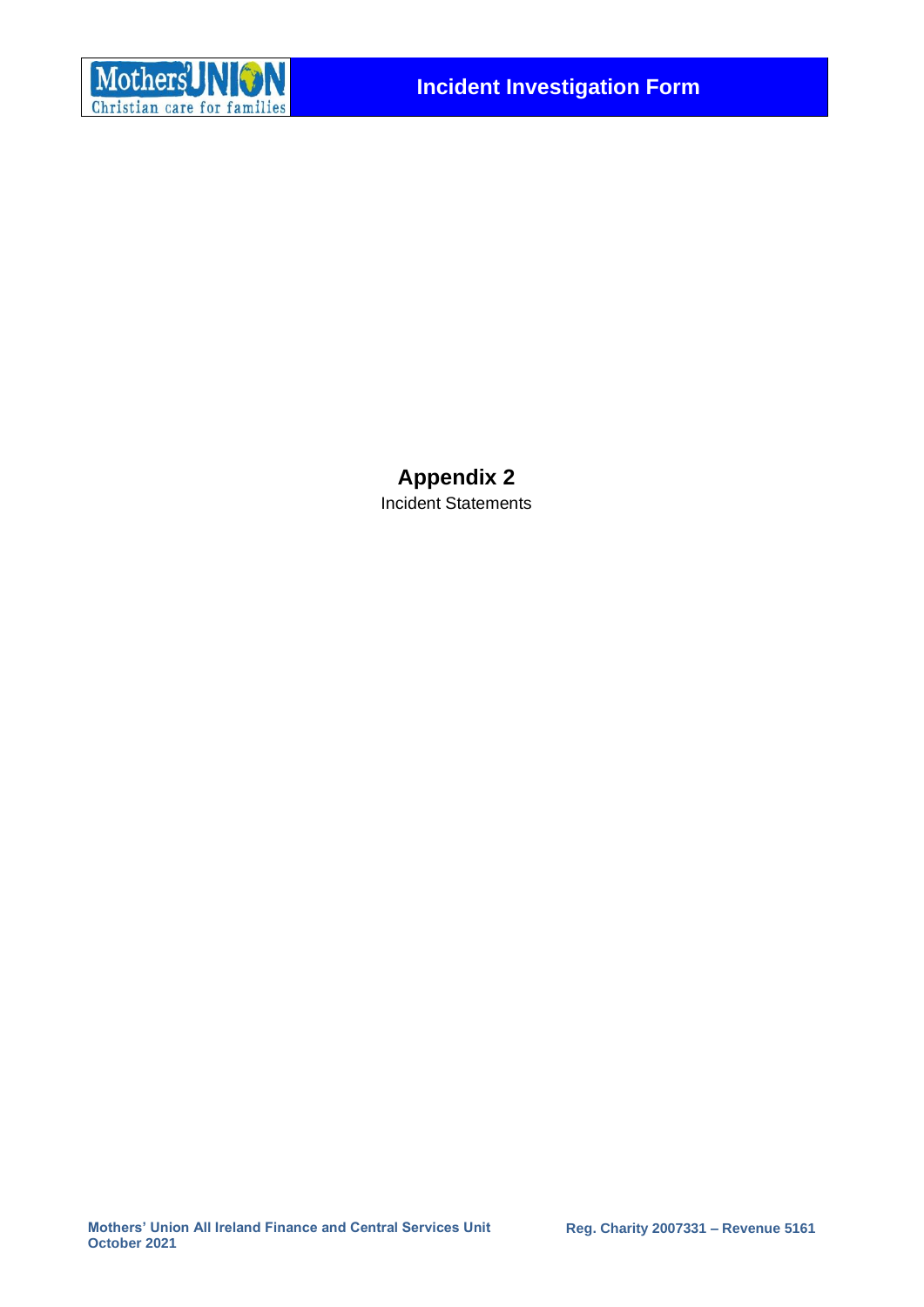## Appendix 2

Incident Statements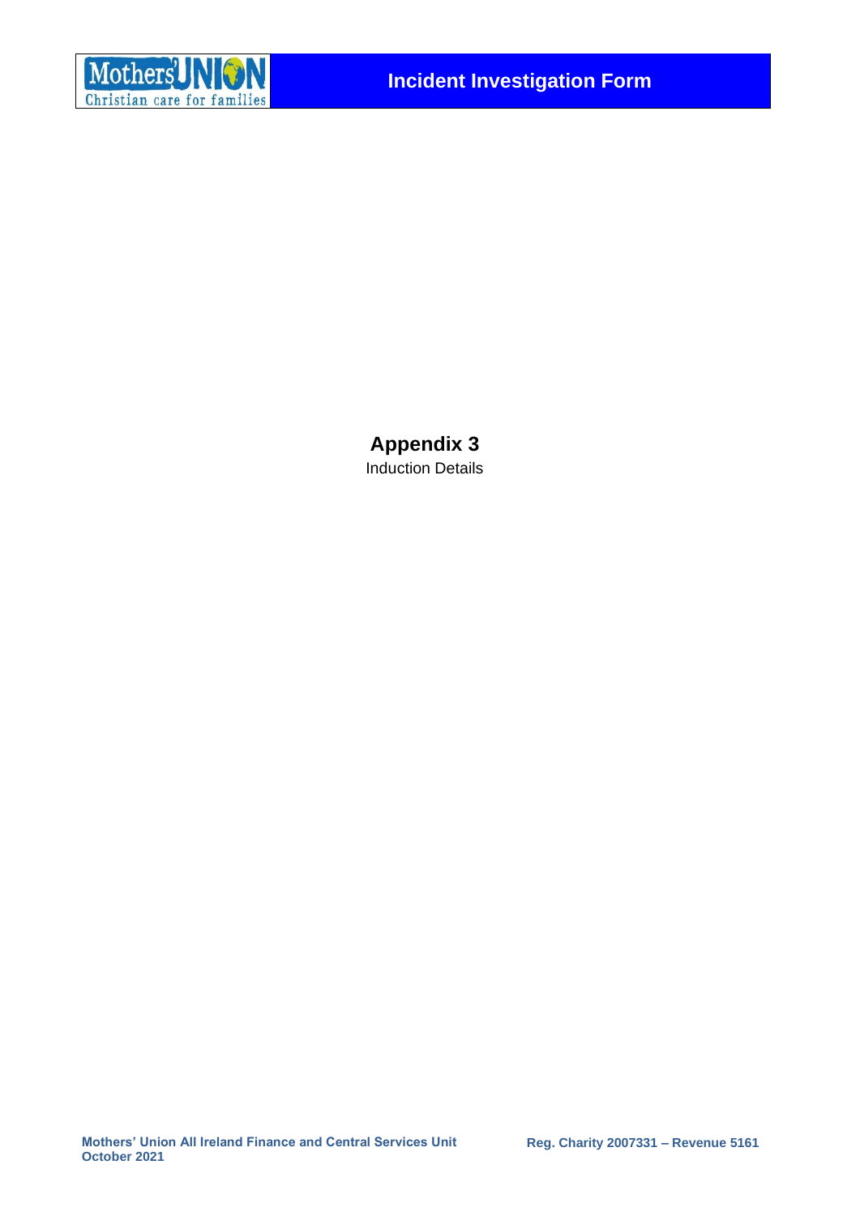# Appendix 3

Induction Details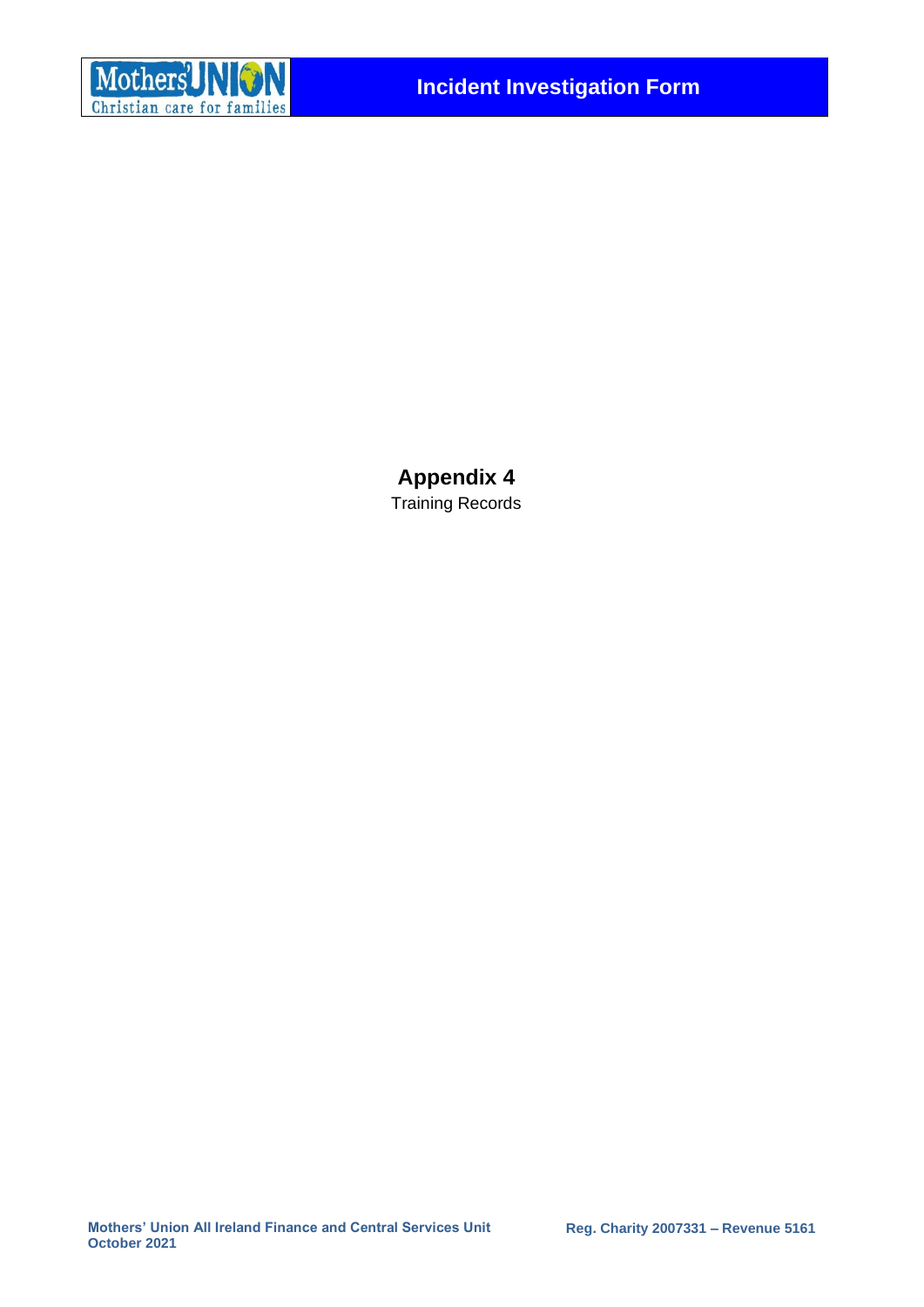# Appendix 4

Training Records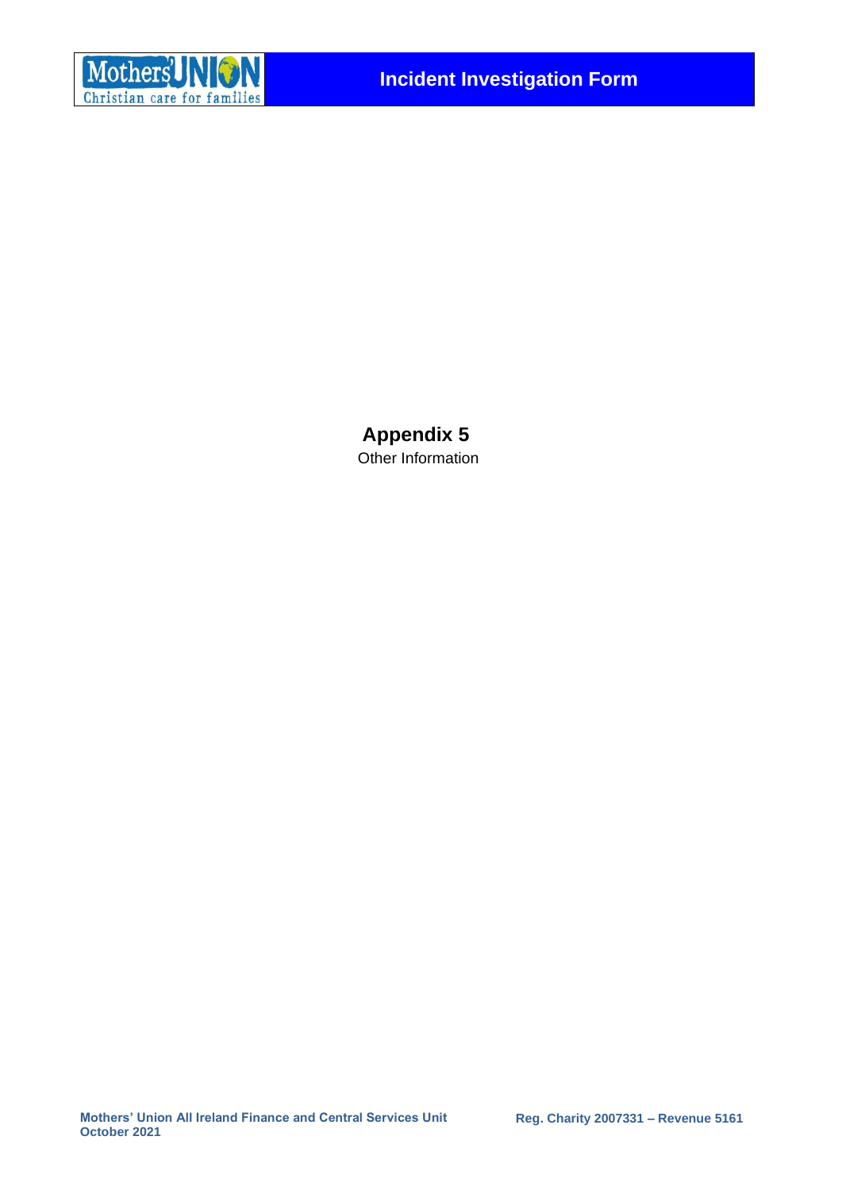# Appendix 5

Other Information